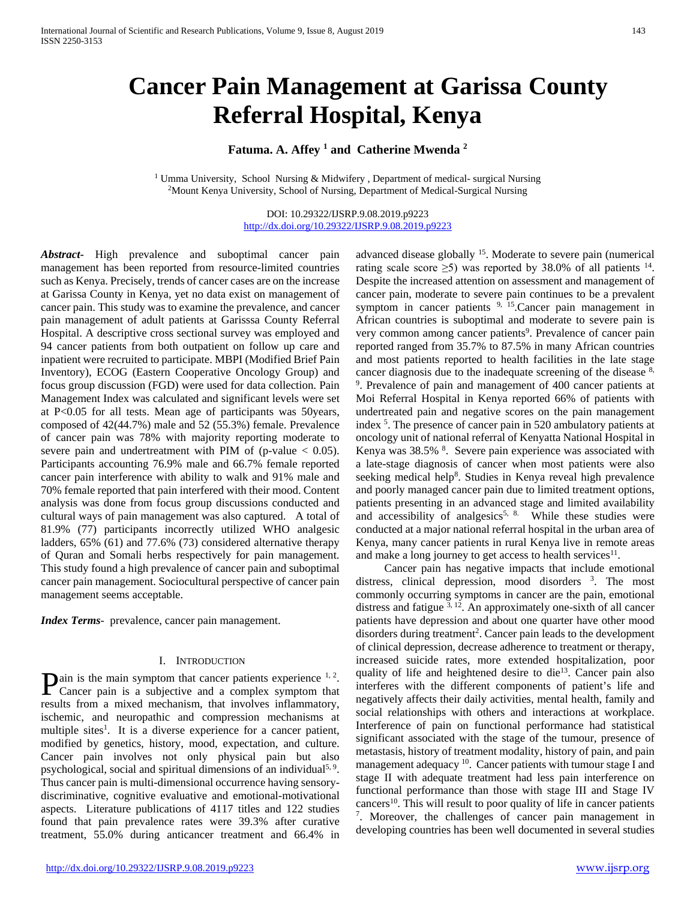# Cancer Pain Management at Garissa County Referral Hospital, Kenya

**Fatuma. A. Affey [1] and Catherine Mwenda [2]**

[1] Umma University, School Nursing & Midwifery , Department of medical- surgical Nursing
[2]Mount Kenya University, School of Nursing, Department of Medical-Surgical Nursing

DOI: 10.29322/IJSRP.9.08.2019.p9223
http://dx.doi.org/10.29322/IJSRP.9.08.2019.p9223

***Abstract***- High prevalence and suboptimal cancer pain management has been reported from resource-limited countries such as Kenya. Precisely, trends of cancer cases are on the increase at Garissa County in Kenya, yet no data exist on management of cancer pain. This study was to examine the prevalence, and cancer pain management of adult patients at Garisssa County Referral Hospital. A descriptive cross sectional survey was employed and 94 cancer patients from both outpatient on follow up care and inpatient were recruited to participate. MBPI (Modified Brief Pain Inventory), ECOG (Eastern Cooperative Oncology Group) and focus group discussion (FGD) were used for data collection. Pain Management Index was calculated and significant levels were set at P<0.05 for all tests. Mean age of participants was 50years, composed of 42(44.7%) male and 52 (55.3%) female. Prevalence of cancer pain was 78% with majority reporting moderate to severe pain and undertreatment with PIM of (p-value < 0.05). Participants accounting 76.9% male and 66.7% female reported cancer pain interference with ability to walk and 91% male and 70% female reported that pain interfered with their mood. Content analysis was done from focus group discussions conducted and cultural ways of pain management was also captured. A total of 81.9% (77) participants incorrectly utilized WHO analgesic ladders, 65% (61) and 77.6% (73) considered alternative therapy of Quran and Somali herbs respectively for pain management. This study found a high prevalence of cancer pain and suboptimal cancer pain management. Sociocultural perspective of cancer pain management seems acceptable.

***Index Terms***- prevalence, cancer pain management.

## I. Introduction

Pain is the main symptom that cancer patients experience [1, 2]. Cancer pain is a subjective and a complex symptom that results from a mixed mechanism, that involves inflammatory, ischemic, and neuropathic and compression mechanisms at multiple sites[1]. It is a diverse experience for a cancer patient, modified by genetics, history, mood, expectation, and culture. Cancer pain involves not only physical pain but also psychological, social and spiritual dimensions of an individual[5, 9]. Thus cancer pain is multi-dimensional occurrence having sensory-discriminative, cognitive evaluative and emotional-motivational aspects. Literature publications of 4117 titles and 122 studies found that pain prevalence rates were 39.3% after curative treatment, 55.0% during anticancer treatment and 66.4% in advanced disease globally [15]. Moderate to severe pain (numerical rating scale score ≥5) was reported by 38.0% of all patients [14]. Despite the increased attention on assessment and management of cancer pain, moderate to severe pain continues to be a prevalent symptom in cancer patients [9, 15].Cancer pain management in African countries is suboptimal and moderate to severe pain is very common among cancer patients[9]. Prevalence of cancer pain reported ranged from 35.7% to 87.5% in many African countries and most patients reported to health facilities in the late stage cancer diagnosis due to the inadequate screening of the disease [8, 9]. Prevalence of pain and management of 400 cancer patients at Moi Referral Hospital in Kenya reported 66% of patients with undertreated pain and negative scores on the pain management index [5]. The presence of cancer pain in 520 ambulatory patients at oncology unit of national referral of Kenyatta National Hospital in Kenya was 38.5% [8]. Severe pain experience was associated with a late-stage diagnosis of cancer when most patients were also seeking medical help[8]. Studies in Kenya reveal high prevalence and poorly managed cancer pain due to limited treatment options, patients presenting in an advanced stage and limited availability and accessibility of analgesics[5, 8]. While these studies were conducted at a major national referral hospital in the urban area of Kenya, many cancer patients in rural Kenya live in remote areas and make a long journey to get access to health services[11].

Cancer pain has negative impacts that include emotional distress, clinical depression, mood disorders [3]. The most commonly occurring symptoms in cancer are the pain, emotional distress and fatigue [3, 12]. An approximately one-sixth of all cancer patients have depression and about one quarter have other mood disorders during treatment[2]. Cancer pain leads to the development of clinical depression, decrease adherence to treatment or therapy, increased suicide rates, more extended hospitalization, poor quality of life and heightened desire to die[13]. Cancer pain also interferes with the different components of patient's life and negatively affects their daily activities, mental health, family and social relationships with others and interactions at workplace. Interference of pain on functional performance had statistical significant associated with the stage of the tumour, presence of metastasis, history of treatment modality, history of pain, and pain management adequacy [10]. Cancer patients with tumour stage I and stage II with adequate treatment had less pain interference on functional performance than those with stage III and Stage IV cancers[10]. This will result to poor quality of life in cancer patients [7]. Moreover, the challenges of cancer pain management in developing countries has been well documented in several studies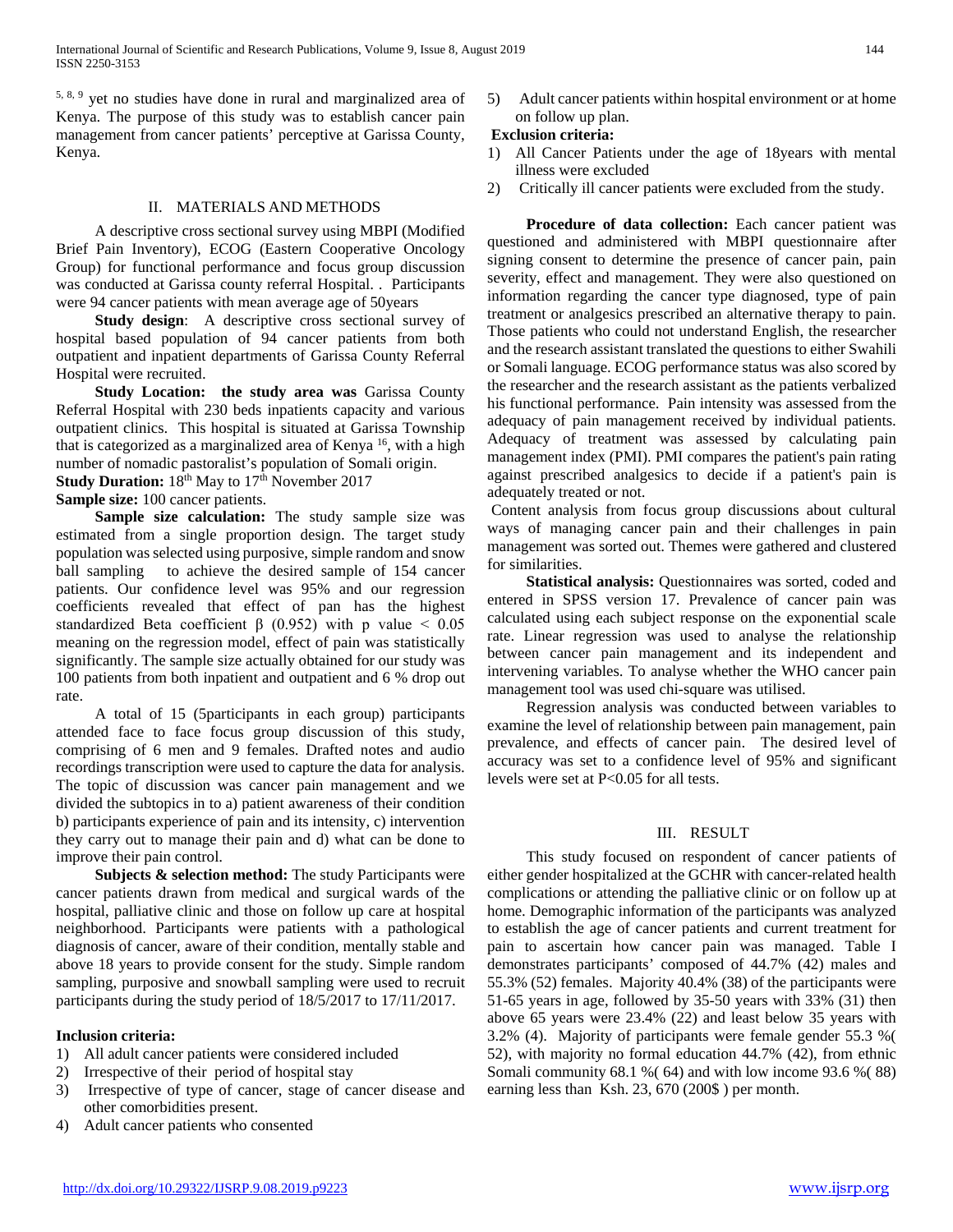[5, 8, 9] yet no studies have done in rural and marginalized area of Kenya. The purpose of this study was to establish cancer pain management from cancer patients' perceptive at Garissa County, Kenya.

## II. MATERIALS AND METHODS

A descriptive cross sectional survey using MBPI (Modified Brief Pain Inventory), ECOG (Eastern Cooperative Oncology Group) for functional performance and focus group discussion was conducted at Garissa county referral Hospital. . Participants were 94 cancer patients with mean average age of 50years

**Study design**: A descriptive cross sectional survey of hospital based population of 94 cancer patients from both outpatient and inpatient departments of Garissa County Referral Hospital were recruited.

**Study Location: the study area was** Garissa County Referral Hospital with 230 beds inpatients capacity and various outpatient clinics. This hospital is situated at Garissa Township that is categorized as a marginalized area of Kenya [16], with a high number of nomadic pastoralist's population of Somali origin.

**Study Duration:** 18th May to 17th November 2017

**Sample size:** 100 cancer patients.

**Sample size calculation:** The study sample size was estimated from a single proportion design. The target study population was selected using purposive, simple random and snow ball sampling to achieve the desired sample of 154 cancer patients. Our confidence level was 95% and our regression coefficients revealed that effect of pan has the highest standardized Beta coefficient β (0.952) with p value < 0.05 meaning on the regression model, effect of pain was statistically significantly. The sample size actually obtained for our study was 100 patients from both inpatient and outpatient and 6 % drop out rate.

A total of 15 (5participants in each group) participants attended face to face focus group discussion of this study, comprising of 6 men and 9 females. Drafted notes and audio recordings transcription were used to capture the data for analysis. The topic of discussion was cancer pain management and we divided the subtopics in to a) patient awareness of their condition b) participants experience of pain and its intensity, c) intervention they carry out to manage their pain and d) what can be done to improve their pain control.

**Subjects & selection method:** The study Participants were cancer patients drawn from medical and surgical wards of the hospital, palliative clinic and those on follow up care at hospital neighborhood. Participants were patients with a pathological diagnosis of cancer, aware of their condition, mentally stable and above 18 years to provide consent for the study. Simple random sampling, purposive and snowball sampling were used to recruit participants during the study period of 18/5/2017 to 17/11/2017.

**Inclusion criteria:**

1) All adult cancer patients were considered included
2) Irrespective of their period of hospital stay
3) Irrespective of type of cancer, stage of cancer disease and other comorbidities present.
4) Adult cancer patients who consented
5) Adult cancer patients within hospital environment or at home on follow up plan.

**Exclusion criteria:**

1) All Cancer Patients under the age of 18years with mental illness were excluded
2) Critically ill cancer patients were excluded from the study.

**Procedure of data collection:** Each cancer patient was questioned and administered with MBPI questionnaire after signing consent to determine the presence of cancer pain, pain severity, effect and management. They were also questioned on information regarding the cancer type diagnosed, type of pain treatment or analgesics prescribed an alternative therapy to pain. Those patients who could not understand English, the researcher and the research assistant translated the questions to either Swahili or Somali language. ECOG performance status was also scored by the researcher and the research assistant as the patients verbalized his functional performance. Pain intensity was assessed from the adequacy of pain management received by individual patients. Adequacy of treatment was assessed by calculating pain management index (PMI). PMI compares the patient's pain rating against prescribed analgesics to decide if a patient's pain is adequately treated or not.

Content analysis from focus group discussions about cultural ways of managing cancer pain and their challenges in pain management was sorted out. Themes were gathered and clustered for similarities.

**Statistical analysis:** Questionnaires was sorted, coded and entered in SPSS version 17. Prevalence of cancer pain was calculated using each subject response on the exponential scale rate. Linear regression was used to analyse the relationship between cancer pain management and its independent and intervening variables. To analyse whether the WHO cancer pain management tool was used chi-square was utilised.

Regression analysis was conducted between variables to examine the level of relationship between pain management, pain prevalence, and effects of cancer pain. The desired level of accuracy was set to a confidence level of 95% and significant levels were set at P<0.05 for all tests.

## III. RESULT

This study focused on respondent of cancer patients of either gender hospitalized at the GCHR with cancer-related health complications or attending the palliative clinic or on follow up at home. Demographic information of the participants was analyzed to establish the age of cancer patients and current treatment for pain to ascertain how cancer pain was managed. Table I demonstrates participants' composed of 44.7% (42) males and 55.3% (52) females. Majority 40.4% (38) of the participants were 51-65 years in age, followed by 35-50 years with 33% (31) then above 65 years were 23.4% (22) and least below 35 years with 3.2% (4). Majority of participants were female gender 55.3 %( 52), with majority no formal education 44.7% (42), from ethnic Somali community 68.1 %( 64) and with low income 93.6 %( 88) earning less than Ksh. 23, 670 (200$ ) per month.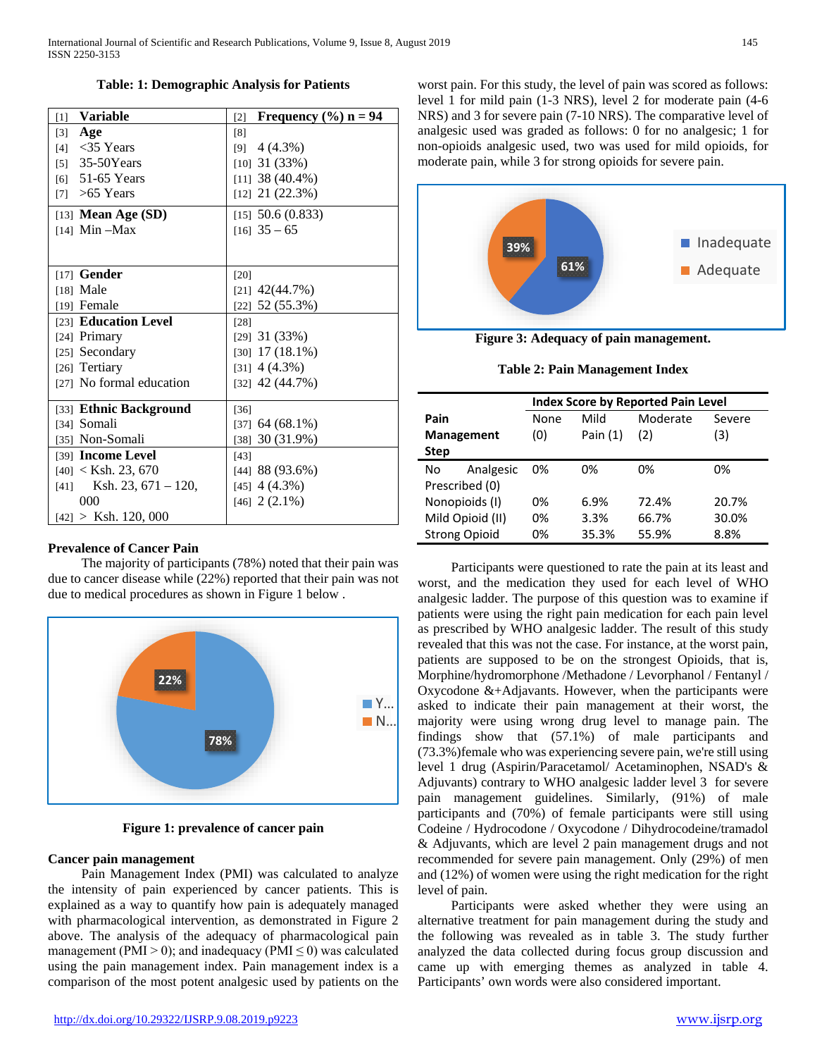**Table: 1: Demographic Analysis for Patients**

| [1] **Variable** | [2] **Frequency (%) n = 94** |
|---|---|
| [3] **Age** | [8] |
| [4] <35 Years | [9] 4 (4.3%) |
| [5] 35-50Years | [10] 31 (33%) |
| [6] 51-65 Years | [11] 38 (40.4%) |
| [7] >65 Years | [12] 21 (22.3%) |
| [13] **Mean Age (SD)** | [15] 50.6 (0.833) |
| [14] Min –Max | [16] 35 – 65 |
| [17] **Gender** | [20] |
| [18] Male | [21] 42(44.7%) |
| [19] Female | [22] 52 (55.3%) |
| [23] **Education Level** | [28] |
| [24] Primary | [29] 31 (33%) |
| [25] Secondary | [30] 17 (18.1%) |
| [26] Tertiary | [31] 4 (4.3%) |
| [27] No formal education | [32] 42 (44.7%) |
| [33] **Ethnic Background** | [36] |
| [34] Somali | [37] 64 (68.1%) |
| [35] Non-Somali | [38] 30 (31.9%) |
| [39] **Income Level** | [43] |
| [40] < Ksh. 23, 670 | [44] 88 (93.6%) |
| [41] Ksh. 23, 671 – 120, 000 | [45] 4 (4.3%) |
| [42] > Ksh. 120, 000 | [46] 2 (2.1%) |

## Prevalence of Cancer Pain

The majority of participants (78%) noted that their pain was due to cancer disease while (22%) reported that their pain was not due to medical procedures as shown in Figure 1 below .

**Figure 1: prevalence of cancer pain**

## Cancer pain management

Pain Management Index (PMI) was calculated to analyze the intensity of pain experienced by cancer patients. This is explained as a way to quantify how pain is adequately managed with pharmacological intervention, as demonstrated in Figure 2 above. The analysis of the adequacy of pharmacological pain management (PMI > 0); and inadequacy (PMI ≤ 0) was calculated using the pain management index. Pain management index is a comparison of the most potent analgesic used by patients on the worst pain. For this study, the level of pain was scored as follows: level 1 for mild pain (1-3 NRS), level 2 for moderate pain (4-6 NRS) and 3 for severe pain (7-10 NRS). The comparative level of analgesic used was graded as follows: 0 for no analgesic; 1 for non-opioids analgesic used, two was used for mild opioids, for moderate pain, while 3 for strong opioids for severe pain.

**Figure 3: Adequacy of pain management.**

**Table 2: Pain Management Index**

| Pain Management Step | Index Score by Reported Pain Level | | | |
|---|---|---|---|---|
| | None (0) | Mild Pain (1) | Moderate (2) | Severe (3) |
| No Analgesic Prescribed (0) | 0% | 0% | 0% | 0% |
| Nonopioids (I) | 0% | 6.9% | 72.4% | 20.7% |
| Mild Opioid (II) | 0% | 3.3% | 66.7% | 30.0% |
| Strong Opioid | 0% | 35.3% | 55.9% | 8.8% |

Participants were questioned to rate the pain at its least and worst, and the medication they used for each level of WHO analgesic ladder. The purpose of this question was to examine if patients were using the right pain medication for each pain level as prescribed by WHO analgesic ladder. The result of this study revealed that this was not the case. For instance, at the worst pain, patients are supposed to be on the strongest Opioids, that is, Morphine/hydromorphone /Methadone / Levorphanol / Fentanyl / Oxycodone &+Adjavants. However, when the participants were asked to indicate their pain management at their worst, the majority were using wrong drug level to manage pain. The findings show that (57.1%) of male participants and (73.3%)female who was experiencing severe pain, we're still using level 1 drug (Aspirin/Paracetamol/ Acetaminophen, NSAD's & Adjuvants) contrary to WHO analgesic ladder level 3 for severe pain management guidelines. Similarly, (91%) of male participants and (70%) of female participants were still using Codeine / Hydrocodone / Oxycodone / Dihydrocodeine/tramadol & Adjuvants, which are level 2 pain management drugs and not recommended for severe pain management. Only (29%) of men and (12%) of women were using the right medication for the right level of pain.

Participants were asked whether they were using an alternative treatment for pain management during the study and the following was revealed as in table 3. The study further analyzed the data collected during focus group discussion and came up with emerging themes as analyzed in table 4. Participants' own words were also considered important.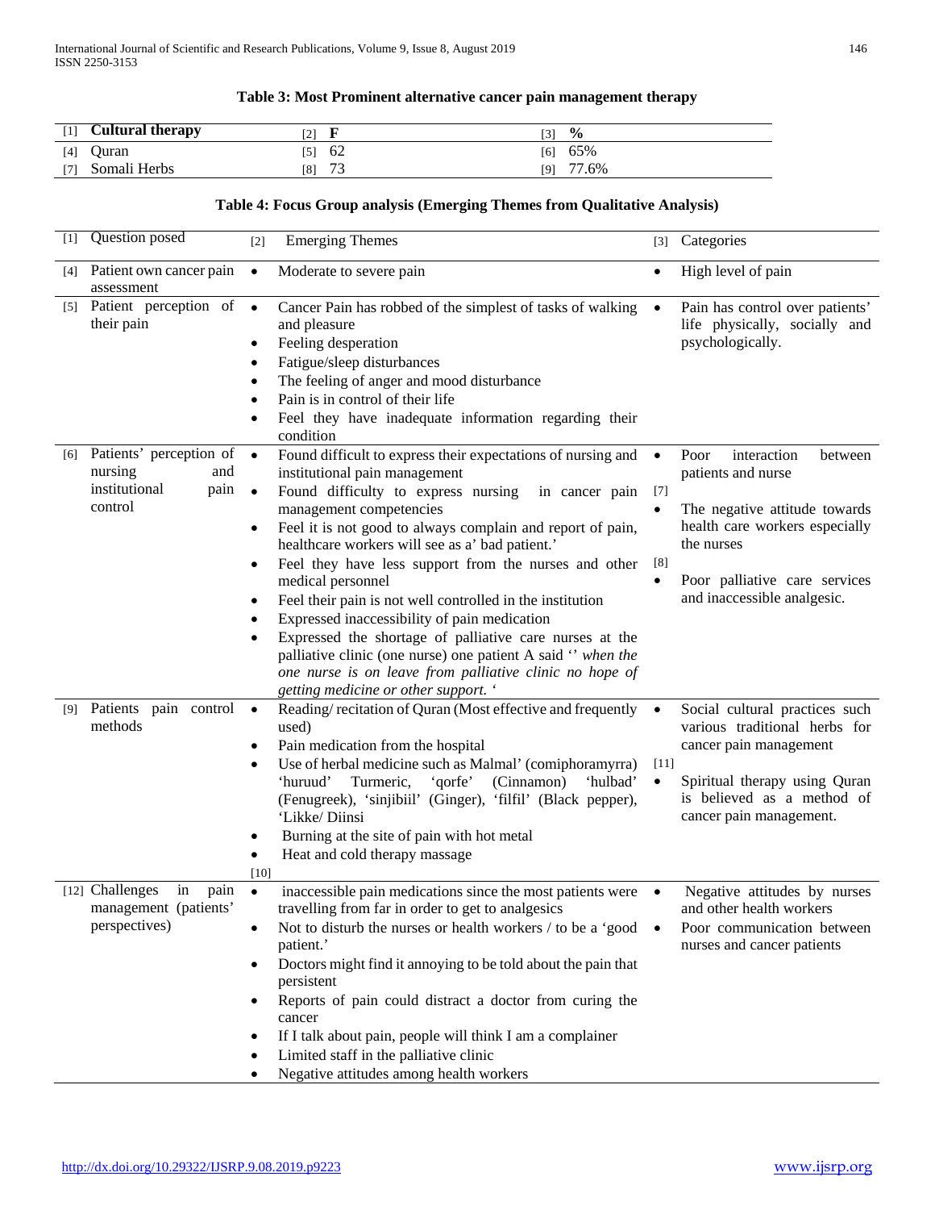**Table 3: Most Prominent alternative cancer pain management therapy**

| Cultural therapy | F | % |
|---|---|---|
| Quran | 62 | 65% |
| Somali Herbs | 73 | 77.6% |

**Table 4: Focus Group analysis (Emerging Themes from Qualitative Analysis)**

| Question posed | Emerging Themes | Categories |
|---|---|---|
| Patient own cancer pain assessment | • Moderate to severe pain | • High level of pain |
| Patient perception of their pain | • Cancer Pain has robbed of the simplest of tasks of walking and pleasure<br>• Feeling desperation<br>• Fatigue/sleep disturbances<br>• The feeling of anger and mood disturbance<br>• Pain is in control of their life<br>• Feel they have inadequate information regarding their condition | • Pain has control over patients' life physically, socially and psychologically. |
| Patients' perception of nursing and institutional pain control | • Found difficult to express their expectations of nursing and institutional pain management<br>• Found difficulty to express nursing in cancer pain management competencies<br>• Feel it is not good to always complain and report of pain, healthcare workers will see as a' bad patient.'<br>• Feel they have less support from the nurses and other medical personnel<br>• Feel their pain is not well controlled in the institution<br>• Expressed inaccessibility of pain medication<br>• Expressed the shortage of palliative care nurses at the palliative clinic (one nurse) one patient A said '' *when the one nurse is on leave from palliative clinic no hope of getting medicine or other support.* ' | • Poor interaction between patients and nurse<br>• The negative attitude towards health care workers especially the nurses<br>• Poor palliative care services and inaccessible analgesic. |
| Patients pain control methods | • Reading/ recitation of Quran (Most effective and frequently used)<br>• Pain medication from the hospital<br>• Use of herbal medicine such as Malmal' (comiphoramyrra) 'huruud' Turmeric, 'qorfe' (Cinnamon) 'hulbad' (Fenugreek), 'sinjibiil' (Ginger), 'filfil' (Black pepper), 'Likke/ Diinsi<br>• Burning at the site of pain with hot metal<br>• Heat and cold therapy massage | • Social cultural practices such various traditional herbs for cancer pain management<br>• Spiritual therapy using Quran is believed as a method of cancer pain management. |
| Challenges in pain management (patients' perspectives) | • inaccessible pain medications since the most patients were travelling from far in order to get to analgesics<br>• Not to disturb the nurses or health workers / to be a 'good patient.'<br>• Doctors might find it annoying to be told about the pain that persistent<br>• Reports of pain could distract a doctor from curing the cancer<br>• If I talk about pain, people will think I am a complainer<br>• Limited staff in the palliative clinic<br>• Negative attitudes among health workers | • Negative attitudes by nurses and other health workers<br>• Poor communication between nurses and cancer patients |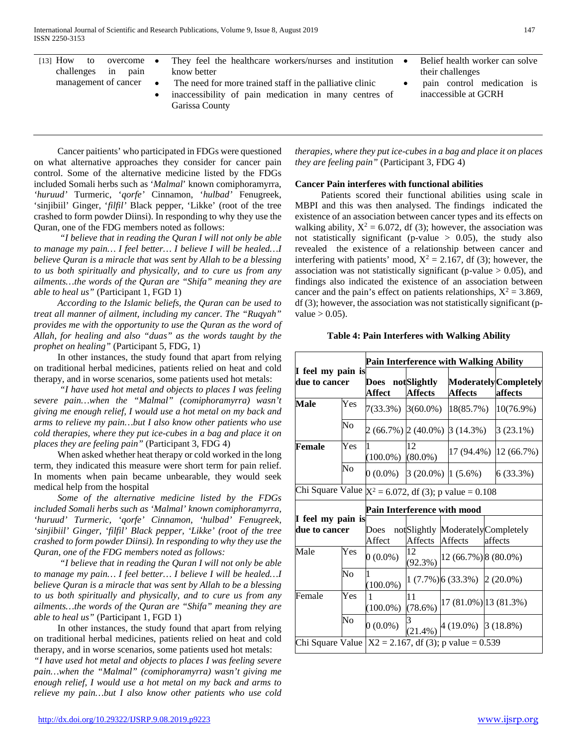| [13] How to overcome challenges in pain management of cancer | • They feel the healthcare workers/nurses and institution know better<br>• The need for more trained staff in the palliative clinic<br>• inaccessibility of pain medication in many centres of Garissa County | • Belief health worker can solve their challenges<br>• pain control medication is inaccessible at GCRH |
|---|---|---|

Cancer paitients' who participated in FDGs were questioned on what alternative approaches they consider for cancer pain control. Some of the alternative medicine listed by the FDGs included Somali herbs such as '*Malmal*' known comiphoramyrra, '*huruud'* Turmeric, '*qorfe'* Cinnamon, '*hulbad'* Fenugreek, 'sinjibiil' Ginger, '*filfil'* Black pepper, 'Likke' (root of the tree crashed to form powder Diinsi). In responding to why they use the Quran, one of the FDG members noted as follows:

*"I believe that in reading the Quran I will not only be able to manage my pain… I feel better… I believe I will be healed…I believe Quran is a miracle that was sent by Allah to be a blessing to us both spiritually and physically, and to cure us from any ailments…the words of the Quran are "Shifa" meaning they are able to heal us"* (Participant 1, FGD 1)

*According to the Islamic beliefs, the Quran can be used to treat all manner of ailment, including my cancer. The "Ruqyah" provides me with the opportunity to use the Quran as the word of Allah, for healing and also "duas" as the words taught by the prophet on healing"* (Participant 5, FDG, 1)

In other instances, the study found that apart from relying on traditional herbal medicines, patients relied on heat and cold therapy, and in worse scenarios, some patients used hot metals:

*"I have used hot metal and objects to places I was feeling severe pain…when the "Malmal" (comiphoramyrra) wasn't giving me enough relief, I would use a hot metal on my back and arms to relieve my pain…but I also know other patients who use cold therapies, where they put ice-cubes in a bag and place it on places they are feeling pain"* (Participant 3, FDG 4)

When asked whether heat therapy or cold worked in the long term, they indicated this measure were short term for pain relief. In moments when pain became unbearable, they would seek medical help from the hospital

*Some of the alternative medicine listed by the FDGs included Somali herbs such as 'Malmal' known comiphoramyrra, 'huruud' Turmeric, 'qorfe' Cinnamon, 'hulbad' Fenugreek, 'sinjibiil' Ginger, 'filfil' Black pepper, 'Likke' (root of the tree crashed to form powder Diinsi). In responding to why they use the Quran, one of the FDG members noted as follows:*

*"I believe that in reading the Quran I will not only be able to manage my pain… I feel better… I believe I will be healed…I believe Quran is a miracle that was sent by Allah to be a blessing to us both spiritually and physically, and to cure us from any ailments…the words of the Quran are "Shifa" meaning they are able to heal us"* (Participant 1, FGD 1)

In other instances, the study found that apart from relying on traditional herbal medicines, patients relied on heat and cold therapy, and in worse scenarios, some patients used hot metals:

*"I have used hot metal and objects to places I was feeling severe pain…when the "Malmal" (comiphoramyrra) wasn't giving me enough relief, I would use a hot metal on my back and arms to relieve my pain…but I also know other patients who use cold therapies, where they put ice-cubes in a bag and place it on places they are feeling pain"* (Participant 3, FDG 4)

### Cancer Pain interferes with functional abilities

Patients scored their functional abilities using scale in MBPI and this was then analysed. The findings indicated the existence of an association between cancer types and its effects on walking ability, $X^2 = 6.072$, df (3); however, the association was not statistically significant (p-value $> 0.05$), the study also revealed the existence of a relationship between cancer and interfering with patients' mood, $X^2 = 2.167$, df (3); however, the association was not statistically significant (p-value $> 0.05$), and findings also indicated the existence of an association between cancer and the pain's effect on patients relationships, $X^2 = 3.869$, df (3); however, the association was not statistically significant (p-value $> 0.05$).

**Table 4: Pain Interferes with Walking Ability**

| I feel my pain is due to cancer | | Pain Interference with Walking Ability | | | |
|---|---|---|---|---|---|
| | | **Does not Affect** | **Slightly Affects** | **Moderately Affects** | **Completely affects** |
| **Male** | Yes | 7(33.3%) | 3(60.0%) | 18(85.7%) | 10(76.9%) |
| | No | 2 (66.7%) | 2 (40.0%) | 3 (14.3%) | 3 (23.1%) |
| **Female** | Yes | 1 (100.0%) | 12 (80.0%) | 17 (94.4%) | 12 (66.7%) |
| | No | 0 (0.0%) | 3 (20.0%) | 1 (5.6%) | 6 (33.3%) |
| Chi Square Value | | $X^2 = 6.072$, df (3); p value = 0.108 | | | |
| **I feel my pain is due to cancer** | | **Pain Interference with mood** | | | |
| | | Does not Affect | Slightly Affects | Moderately Affects | Completely affects |
| Male | Yes | 0 (0.0%) | 12 (92.3%) | 12 (66.7%) | 8 (80.0%) |
| | No | 1 (100.0%) | 1 (7.7%) | 6 (33.3%) | 2 (20.0%) |
| Female | Yes | 1 (100.0%) | 11 (78.6%) | 17 (81.0%) | 13 (81.3%) |
| | No | 0 (0.0%) | 3 (21.4%) | 4 (19.0%) | 3 (18.8%) |
| Chi Square Value | | X2 = 2.167, df (3); p value = 0.539 | | | |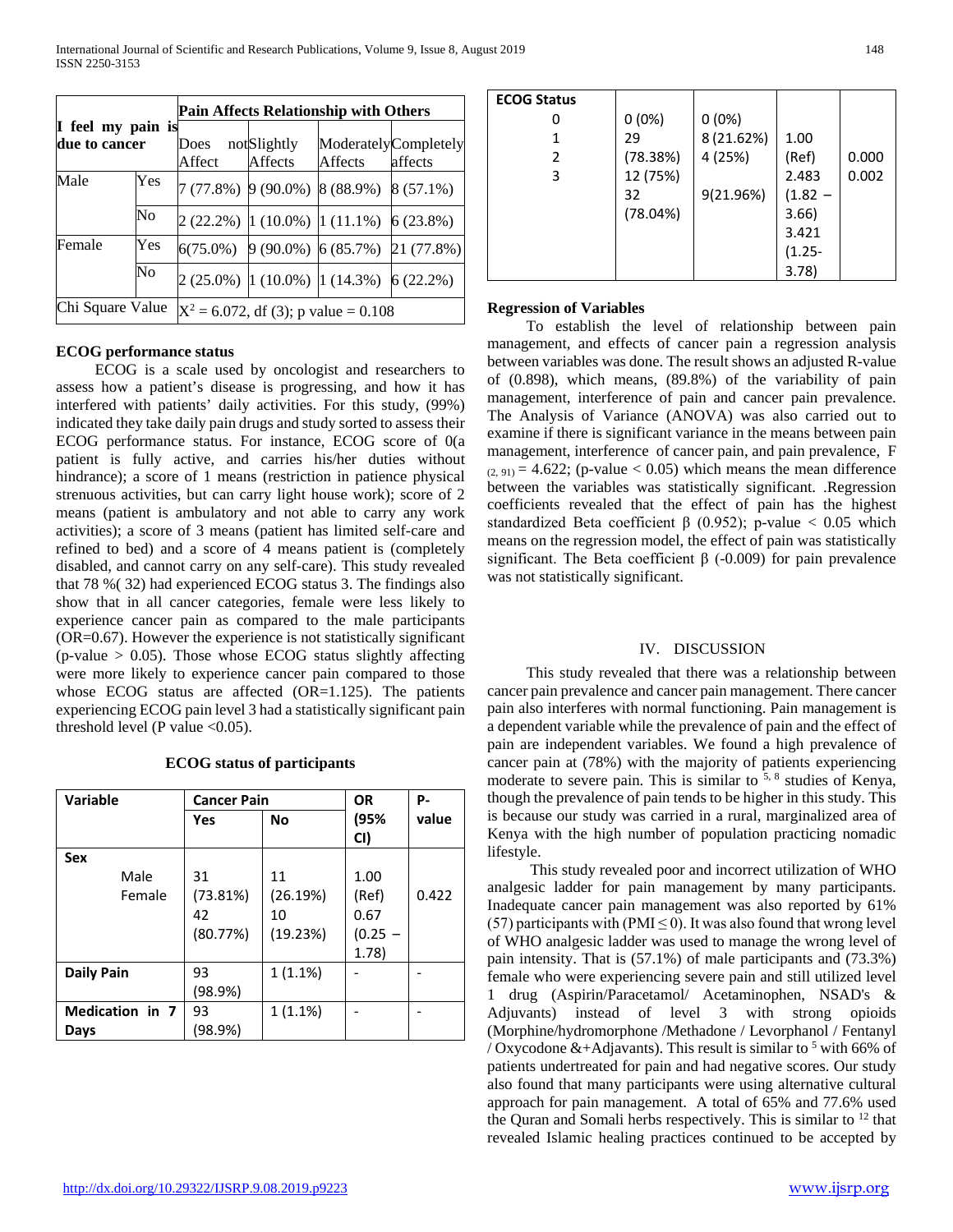| I feel my pain is due to cancer | | Pain Affects Relationship with Others | | | |
|---|---|---|---|---|---|
| | | Does not Affect | Slightly Affects | Moderately Affects | Completely affects |
| Male | Yes | 7 (77.8%) | 9 (90.0%) | 8 (88.9%) | 8 (57.1%) |
| | No | 2 (22.2%) | 1 (10.0%) | 1 (11.1%) | 6 (23.8%) |
| Female | Yes | 6(75.0%) | 9 (90.0%) | 6 (85.7%) | 21 (77.8%) |
| | No | 2 (25.0%) | 1 (10.0%) | 1 (14.3%) | 6 (22.2%) |
| Chi Square Value | | $X^2 = 6.072$, df (3); p value = 0.108 | | | |

**ECOG performance status**

ECOG is a scale used by oncologist and researchers to assess how a patient's disease is progressing, and how it has interfered with patients' daily activities. For this study, (99%) indicated they take daily pain drugs and study sorted to assess their ECOG performance status. For instance, ECOG score of 0(a patient is fully active, and carries his/her duties without hindrance); a score of 1 means (restriction in patience physical strenuous activities, but can carry light house work); score of 2 means (patient is ambulatory and not able to carry any work activities); a score of 3 means (patient has limited self-care and refined to bed) and a score of 4 means patient is (completely disabled, and cannot carry on any self-care). This study revealed that 78 %( 32) had experienced ECOG status 3. The findings also show that in all cancer categories, female were less likely to experience cancer pain as compared to the male participants (OR=0.67). However the experience is not statistically significant (p-value > 0.05). Those whose ECOG status slightly affecting were more likely to experience cancer pain compared to those whose ECOG status are affected (OR=1.125). The patients experiencing ECOG pain level 3 had a statistically significant pain threshold level (P value <0.05).

**ECOG status of participants**

| Variable | Cancer Pain | | OR (95% CI) | P-value |
|---|---|---|---|---|
| | Yes | No | | |
| **Sex** | | | | |
| Male | 31 (73.81%) | 11 (26.19%) | 1.00 (Ref) | |
| Female | 42 (80.77%) | 10 (19.23%) | 0.67 (0.25 – 1.78) | 0.422 |
| **Daily Pain** | 93 (98.9%) | 1 (1.1%) | - | - |
| **Medication in 7 Days** | 93 (98.9%) | 1 (1.1%) | - | - |
| **ECOG Status** | | | | |
| 0 | 0 (0%) | 0 (0%) | | |
| 1 | 29 (78.38%) | 8 (21.62%) | 1.00 (Ref) | |
| 2 | 12 (75%) | 4 (25%) | 2.483 (1.82 – 3.66) | 0.000 |
| 3 | 32 (78.04%) | 9(21.96%) | 3.421 (1.25- 3.78) | 0.002 |

**Regression of Variables**

To establish the level of relationship between pain management, and effects of cancer pain a regression analysis between variables was done. The result shows an adjusted R-value of (0.898), which means, (89.8%) of the variability of pain management, interference of pain and cancer pain prevalence. The Analysis of Variance (ANOVA) was also carried out to examine if there is significant variance in the means between pain management, interference of cancer pain, and pain prevalence, $F_{(2, 91)} = 4.622$; (p-value < 0.05) which means the mean difference between the variables was statistically significant. .Regression coefficients revealed that the effect of pain has the highest standardized Beta coefficient β (0.952); p-value < 0.05 which means on the regression model, the effect of pain was statistically significant. The Beta coefficient β (-0.009) for pain prevalence was not statistically significant.

## IV. DISCUSSION

This study revealed that there was a relationship between cancer pain prevalence and cancer pain management. There cancer pain also interferes with normal functioning. Pain management is a dependent variable while the prevalence of pain and the effect of pain are independent variables. We found a high prevalence of cancer pain at (78%) with the majority of patients experiencing moderate to severe pain. This is similar to [5, 8] studies of Kenya, though the prevalence of pain tends to be higher in this study. This is because our study was carried in a rural, marginalized area of Kenya with the high number of population practicing nomadic lifestyle.

This study revealed poor and incorrect utilization of WHO analgesic ladder for pain management by many participants. Inadequate cancer pain management was also reported by 61% (57) participants with (PMI ≤ 0). It was also found that wrong level of WHO analgesic ladder was used to manage the wrong level of pain intensity. That is (57.1%) of male participants and (73.3%) female who were experiencing severe pain and still utilized level 1 drug (Aspirin/Paracetamol/ Acetaminophen, NSAD's & Adjuvants) instead of level 3 with strong opioids (Morphine/hydromorphone /Methadone / Levorphanol / Fentanyl / Oxycodone &+Adjavants). This result is similar to [5] with 66% of patients undertreated for pain and had negative scores. Our study also found that many participants were using alternative cultural approach for pain management. A total of 65% and 77.6% used the Quran and Somali herbs respectively. This is similar to [12] that revealed Islamic healing practices continued to be accepted by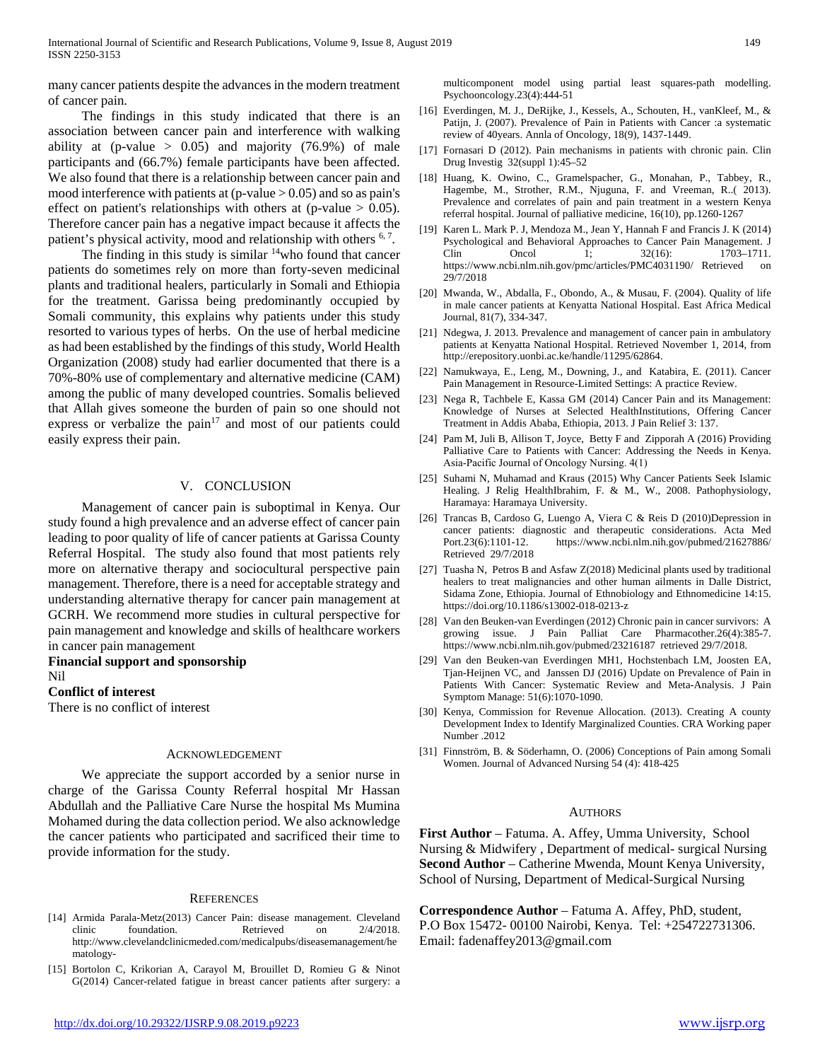many cancer patients despite the advances in the modern treatment of cancer pain.

The findings in this study indicated that there is an association between cancer pain and interference with walking ability at (p-value $> 0.05$) and majority (76.9%) of male participants and (66.7%) female participants have been affected. We also found that there is a relationship between cancer pain and mood interference with patients at (p-value $> 0.05$) and so as pain's effect on patient's relationships with others at (p-value $> 0.05$). Therefore cancer pain has a negative impact because it affects the patient's physical activity, mood and relationship with others [6, 7].

The finding in this study is similar [14]who found that cancer patients do sometimes rely on more than forty-seven medicinal plants and traditional healers, particularly in Somali and Ethiopia for the treatment. Garissa being predominantly occupied by Somali community, this explains why patients under this study resorted to various types of herbs. On the use of herbal medicine as had been established by the findings of this study, World Health Organization (2008) study had earlier documented that there is a 70%-80% use of complementary and alternative medicine (CAM) among the public of many developed countries. Somalis believed that Allah gives someone the burden of pain so one should not express or verbalize the pain[17] and most of our patients could easily express their pain.

## V. CONCLUSION

Management of cancer pain is suboptimal in Kenya. Our study found a high prevalence and an adverse effect of cancer pain leading to poor quality of life of cancer patients at Garissa County Referral Hospital. The study also found that most patients rely more on alternative therapy and sociocultural perspective pain management. Therefore, there is a need for acceptable strategy and understanding alternative therapy for cancer pain management at GCRH. We recommend more studies in cultural perspective for pain management and knowledge and skills of healthcare workers in cancer pain management

**Financial support and sponsorship**

Nil

**Conflict of interest**

There is no conflict of interest

## ACKNOWLEDGEMENT

We appreciate the support accorded by a senior nurse in charge of the Garissa County Referral hospital Mr Hassan Abdullah and the Palliative Care Nurse the hospital Ms Mumina Mohamed during the data collection period. We also acknowledge the cancer patients who participated and sacrificed their time to provide information for the study.

## REFERENCES

[14] Armida Parala-Metz(2013) Cancer Pain: disease management. Cleveland clinic foundation. Retrieved on 2/4/2018. http://www.clevelandclinicmeded.com/medicalpubs/diseasemanagement/hematology-

[15] Bortolon C, Krikorian A, Carayol M, Brouillet D, Romieu G & Ninot G(2014) Cancer-related fatigue in breast cancer patients after surgery: a multicomponent model using partial least squares-path modelling. Psychooncology.23(4):444-51

[16] Everdingen, M. J., DeRijke, J., Kessels, A., Schouten, H., vanKleef, M., & Patijn, J. (2007). Prevalence of Pain in Patients with Cancer :a systematic review of 40years. Annla of Oncology, 18(9), 1437-1449.

[17] Fornasari D (2012). Pain mechanisms in patients with chronic pain. Clin Drug Investig 32(suppl 1):45–52

[18] Huang, K. Owino, C., Gramelspacher, G., Monahan, P., Tabbey, R., Hagembe, M., Strother, R.M., Njuguna, F. and Vreeman, R..( 2013). Prevalence and correlates of pain and pain treatment in a western Kenya referral hospital. Journal of palliative medicine, 16(10), pp.1260-1267

[19] Karen L. Mark P. J, Mendoza M., Jean Y, Hannah F and Francis J. K (2014) Psychological and Behavioral Approaches to Cancer Pain Management. J Clin Oncol 1; 32(16): 1703–1711. https://www.ncbi.nlm.nih.gov/pmc/articles/PMC4031190/ Retrieved on 29/7/2018

[20] Mwanda, W., Abdalla, F., Obondo, A., & Musau, F. (2004). Quality of life in male cancer patients at Kenyatta National Hospital. East Africa Medical Journal, 81(7), 334-347.

[21] Ndegwa, J. 2013. Prevalence and management of cancer pain in ambulatory patients at Kenyatta National Hospital. Retrieved November 1, 2014, from http://erepository.uonbi.ac.ke/handle/11295/62864.

[22] Namukwaya, E., Leng, M., Downing, J., and Katabira, E. (2011). Cancer Pain Management in Resource-Limited Settings: A practice Review.

[23] Nega R, Tachbele E, Kassa GM (2014) Cancer Pain and its Management: Knowledge of Nurses at Selected HealthInstitutions, Offering Cancer Treatment in Addis Ababa, Ethiopia, 2013. J Pain Relief 3: 137.

[24] Pam M, Juli B, Allison T, Joyce, Betty F and Zipporah A (2016) Providing Palliative Care to Patients with Cancer: Addressing the Needs in Kenya. Asia-Pacific Journal of Oncology Nursing. 4(1)

[25] Suhami N, Muhamad and Kraus (2015) Why Cancer Patients Seek Islamic Healing. J Relig HealthIbrahim, F. & M., W., 2008. Pathophysiology, Haramaya: Haramaya University.

[26] Trancas B, Cardoso G, Luengo A, Viera C & Reis D (2010)Depression in cancer patients: diagnostic and therapeutic considerations. Acta Med Port.23(6):1101-12. https://www.ncbi.nlm.nih.gov/pubmed/21627886/ Retrieved 29/7/2018

[27] Tuasha N, Petros B and Asfaw Z(2018) Medicinal plants used by traditional healers to treat malignancies and other human ailments in Dalle District, Sidama Zone, Ethiopia. Journal of Ethnobiology and Ethnomedicine 14:15. https://doi.org/10.1186/s13002-018-0213-z

[28] Van den Beuken-van Everdingen (2012) Chronic pain in cancer survivors: A growing issue. J Pain Palliat Care Pharmacother.26(4):385-7. https://www.ncbi.nlm.nih.gov/pubmed/23216187 retrieved 29/7/2018.

[29] Van den Beuken-van Everdingen MH1, Hochstenbach LM, Joosten EA, Tjan-Heijnen VC, and Janssen DJ (2016) Update on Prevalence of Pain in Patients With Cancer: Systematic Review and Meta-Analysis. J Pain Symptom Manage: 51(6):1070-1090.

[30] Kenya, Commission for Revenue Allocation. (2013). Creating A county Development Index to Identify Marginalized Counties. CRA Working paper Number .2012

[31] Finnström, B. & Söderhamn, O. (2006) Conceptions of Pain among Somali Women. Journal of Advanced Nursing 54 (4): 418-425

## AUTHORS

**First Author** – Fatuma. A. Affey, Umma University, School Nursing & Midwifery , Department of medical- surgical Nursing

**Second Author** – Catherine Mwenda, Mount Kenya University, School of Nursing, Department of Medical-Surgical Nursing

**Correspondence Author** – Fatuma A. Affey, PhD, student, P.O Box 15472- 00100 Nairobi, Kenya. Tel: +254722731306. Email: fadenaffey2013@gmail.com